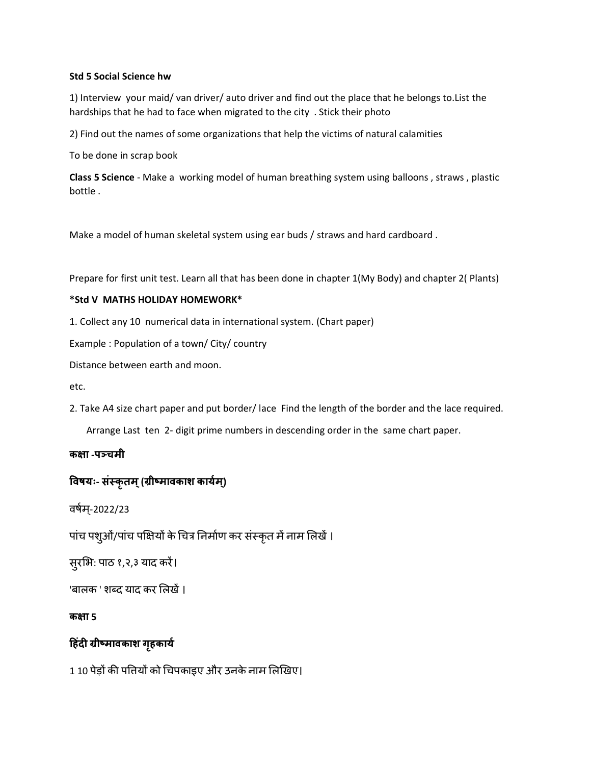**Std 5 Social Science hw**

1) Interview your maid/ van driver/ auto driver and find out the place that he belongs to.List the hardships that he had to face when migrated to the city . Stick their photo

2) Find out the names of some organizations that help the victims of natural calamities

To be done in scrap book

**Class 5 Science** - Make a working model of human breathing system using balloons , straws , plastic bottle .

Make a model of human skeletal system using ear buds / straws and hard cardboard .

Prepare for first unit test. Learn all that has been done in chapter 1(My Body) and chapter 2( Plants)

**\*Std V MATHS HOLIDAY HOMEWORK\***

1. Collect any 10 numerical data in international system. (Chart paper)

Example : Population of a town/ City/ country

Distance between earth and moon.

etc.

2. Take A4 size chart paper and put border/ lace Find the length of the border and the lace required.

   Arrange Last ten 2- digit prime numbers in descending order in the same chart paper.

**कक्षा -पञ्चमी**

**विषयः- संस्कृतम् (ग्रीष्मावकाश कार्यम्)**

वर्षम्-2022/23

पांच पशुओं/पांच पक्षियों के चित्र निर्माण कर संस्कृत में नाम लिखें ।

सुरभिः पाठ १,२,३ याद करें।

'बालक ' शब्द याद कर लिखें ।

**कक्षा 5**

**हिंदी ग्रीष्मावकाश गृहकार्य**

1 10 पेड़ों की पत्तियों को चिपकाइए और उनके नाम लिखिए।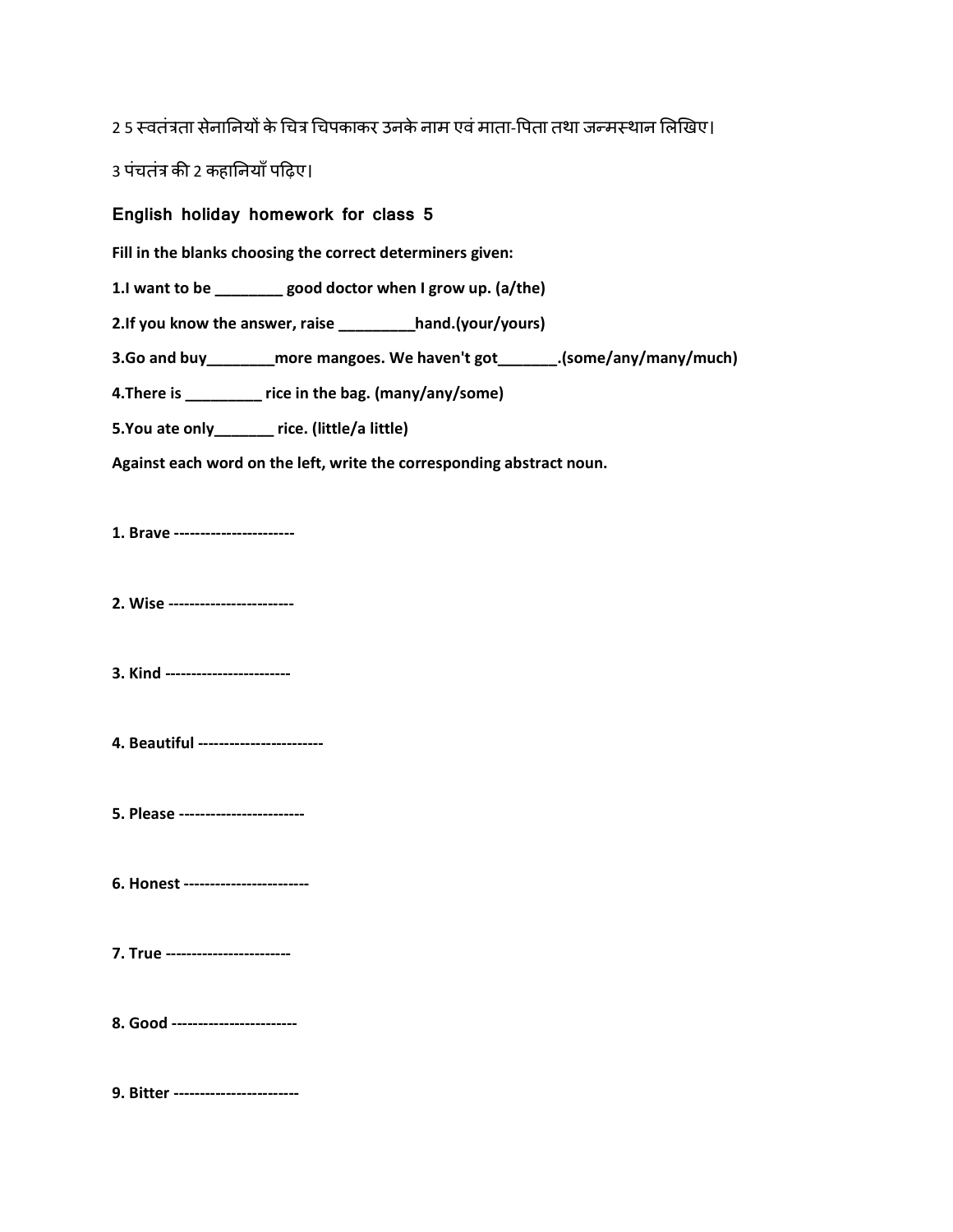2 5 स्वतंत्रता सेनानियों के चित्र चिपकाकर उनके नाम एवं माता-पिता तथा जन्मस्थान लिखिए।

3 पंचतंत्र की 2 कहानियाँ पढ़िए।

## English holiday homework for class 5

**Fill in the blanks choosing the correct determiners given:**

**1.I want to be ________ good doctor when I grow up. (a/the)**

**2.If you know the answer, raise _________hand.(your/yours)**

**3.Go and buy________more mangoes. We haven't got_______.(some/any/many/much)**

**4.There is _________ rice in the bag. (many/any/some)**

**5.You ate only_______ rice. (little/a little)**

**Against each word on the left, write the corresponding abstract noun.**

**1. Brave -----------------------**

**2. Wise -----------------------**

**3. Kind -----------------------**

**4. Beautiful -----------------------**

**5. Please -----------------------**

**6. Honest -----------------------**

**7. True -----------------------**

**8. Good -----------------------**

**9. Bitter -----------------------**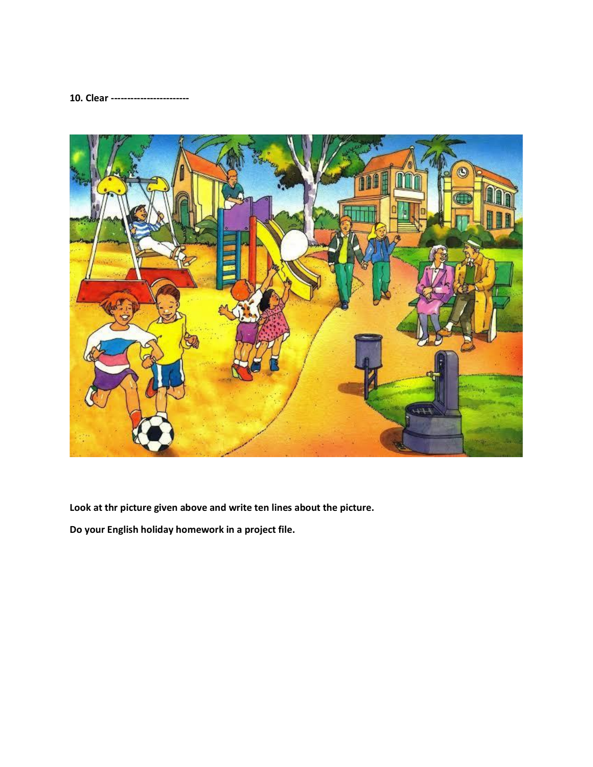**10. Clear -----------------------**

**Look at thr picture given above and write ten lines about the picture.**

**Do your English holiday homework in a project file.**